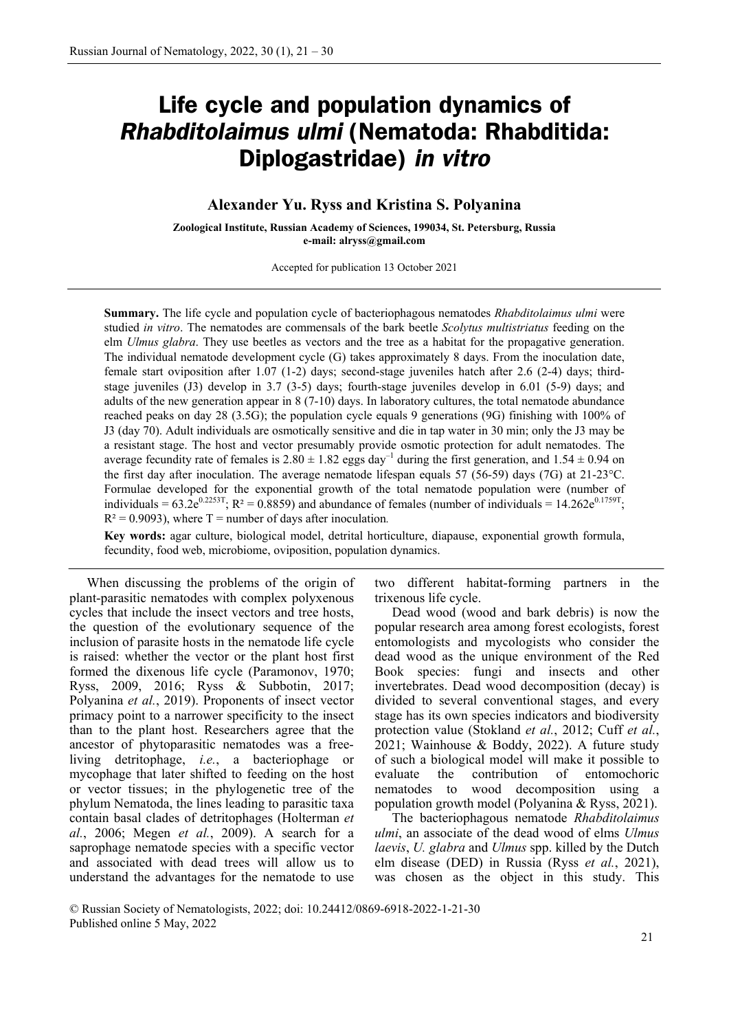# Life cycle and population dynamics of *Rhabditolaimus ulmi* (Nematoda: Rhabditida: Diplogastridae) *in vitro*

**Alexander Yu. Ryss and Kristina S. Polyanina**

**Zoological Institute, Russian Academy of Sciences, 199034, St. Petersburg, Russia**
**e-mail: alryss@gmail.com**

Accepted for publication 13 October 2021

**Summary.** The life cycle and population cycle of bacteriophagous nematodes *Rhabditolaimus ulmi* were studied *in vitro*. The nematodes are commensals of the bark beetle *Scolytus multistriatus* feeding on the elm *Ulmus glabra*. They use beetles as vectors and the tree as a habitat for the propagative generation. The individual nematode development cycle (G) takes approximately 8 days. From the inoculation date, female start oviposition after 1.07 (1-2) days; second-stage juveniles hatch after 2.6 (2-4) days; third-stage juveniles (J3) develop in 3.7 (3-5) days; fourth-stage juveniles develop in 6.01 (5-9) days; and adults of the new generation appear in 8 (7-10) days. In laboratory cultures, the total nematode abundance reached peaks on day 28 (3.5G); the population cycle equals 9 generations (9G) finishing with 100% of J3 (day 70). Adult individuals are osmotically sensitive and die in tap water in 30 min; only the J3 may be a resistant stage. The host and vector presumably provide osmotic protection for adult nematodes. The average fecundity rate of females is $2.80 \pm 1.82$ eggs $\text{day}^{-1}$ during the first generation, and $1.54 \pm 0.94$ on the first day after inoculation. The average nematode lifespan equals 57 (56-59) days (7G) at 21-23°C. Formulae developed for the exponential growth of the total nematode population were (number of individuals = $63.2e^{0.2253T}$; $R^2 = 0.8859$) and abundance of females (number of individuals = $14.262e^{0.1759T}$; $R^2 = 0.9093$), where T = number of days after inoculation.

**Key words:** agar culture, biological model, detrital horticulture, diapause, exponential growth formula, fecundity, food web, microbiome, oviposition, population dynamics.

When discussing the problems of the origin of plant-parasitic nematodes with complex polyxenous cycles that include the insect vectors and tree hosts, the question of the evolutionary sequence of the inclusion of parasite hosts in the nematode life cycle is raised: whether the vector or the plant host first formed the dixenous life cycle (Paramonov, 1970; Ryss, 2009, 2016; Ryss & Subbotin, 2017; Polyanina *et al.*, 2019). Proponents of insect vector primacy point to a narrower specificity to the insect than to the plant host. Researchers agree that the ancestor of phytoparasitic nematodes was a free-living detritophage, *i.e.*, a bacteriophage or mycophage that later shifted to feeding on the host or vector tissues; in the phylogenetic tree of the phylum Nematoda, the lines leading to parasitic taxa contain basal clades of detritophages (Holterman *et al.*, 2006; Megen *et al.*, 2009). A search for a saprophage nematode species with a specific vector and associated with dead trees will allow us to understand the advantages for the nematode to use two different habitat-forming partners in the trixenous life cycle.

Dead wood (wood and bark debris) is now the popular research area among forest ecologists, forest entomologists and mycologists who consider the dead wood as the unique environment of the Red Book species: fungi and insects and other invertebrates. Dead wood decomposition (decay) is divided to several conventional stages, and every stage has its own species indicators and biodiversity protection value (Stokland *et al.*, 2012; Cuff *et al.*, 2021; Wainhouse & Boddy, 2022). A future study of such a biological model will make it possible to evaluate the contribution of entomochoric nematodes to wood decomposition using a population growth model (Polyanina & Ryss, 2021).

The bacteriophagous nematode *Rhabditolaimus ulmi*, an associate of the dead wood of elms *Ulmus laevis*, *U. glabra* and *Ulmus* spp. killed by the Dutch elm disease (DED) in Russia (Ryss *et al.*, 2021), was chosen as the object in this study. This

© Russian Society of Nematologists, 2022; doi: 10.24412/0869-6918-2022-1-21-30
Published online 5 May, 2022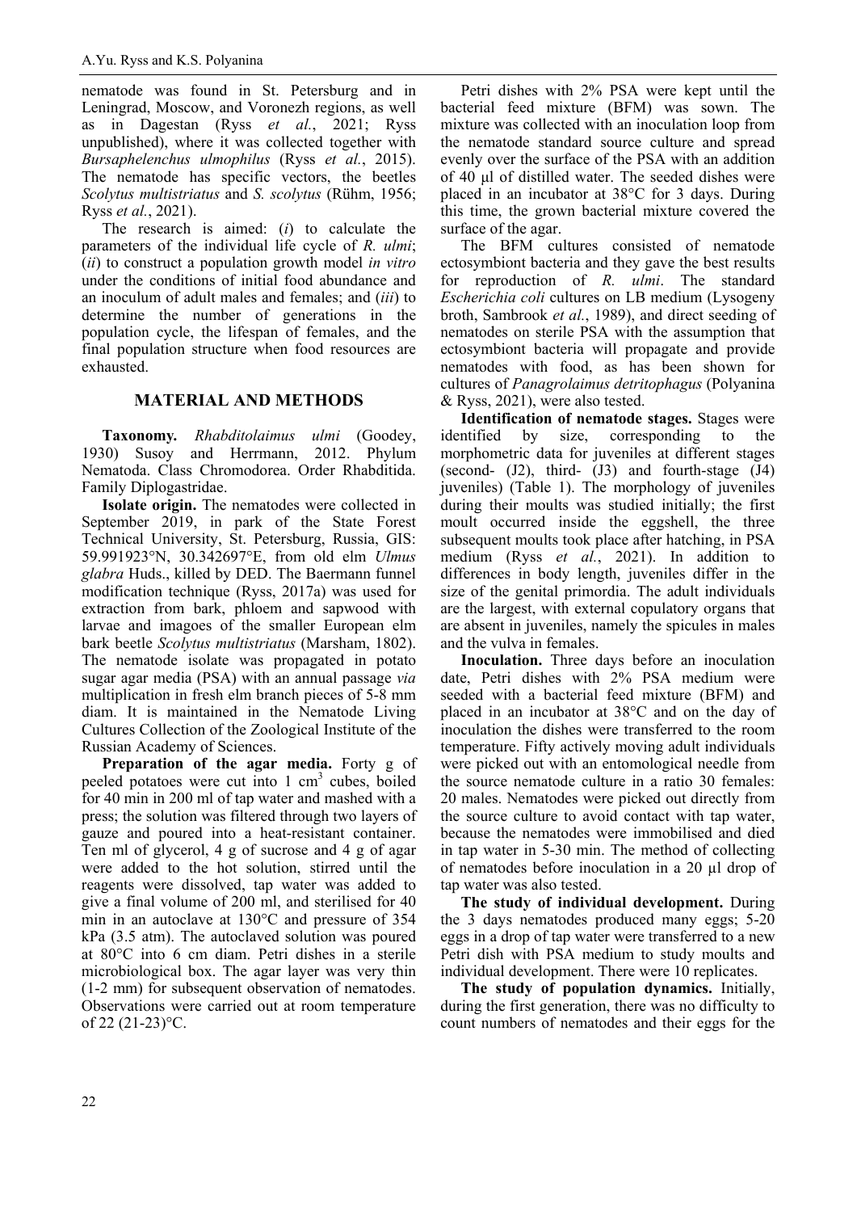nematode was found in St. Petersburg and in Leningrad, Moscow, and Voronezh regions, as well as in Dagestan (Ryss *et al.*, 2021; Ryss unpublished), where it was collected together with *Bursaphelenchus ulmophilus* (Ryss *et al.*, 2015). The nematode has specific vectors, the beetles *Scolytus multistriatus* and *S. scolytus* (Rühm, 1956; Ryss *et al.*, 2021).

The research is aimed: (*i*) to calculate the parameters of the individual life cycle of *R. ulmi*; (*ii*) to construct a population growth model *in vitro* under the conditions of initial food abundance and an inoculum of adult males and females; and (*iii*) to determine the number of generations in the population cycle, the lifespan of females, and the final population structure when food resources are exhausted.

## MATERIAL AND METHODS

**Taxonomy.** *Rhabditolaimus ulmi* (Goodey, 1930) Susoy and Herrmann, 2012. Phylum Nematoda. Class Chromodorea. Order Rhabditida. Family Diplogastridae.

**Isolate origin.** The nematodes were collected in September 2019, in park of the State Forest Technical University, St. Petersburg, Russia, GIS: 59.991923°N, 30.342697°E, from old elm *Ulmus glabra* Huds., killed by DED. The Baermann funnel modification technique (Ryss, 2017a) was used for extraction from bark, phloem and sapwood with larvae and imagoes of the smaller European elm bark beetle *Scolytus multistriatus* (Marsham, 1802). The nematode isolate was propagated in potato sugar agar media (PSA) with an annual passage *via* multiplication in fresh elm branch pieces of 5-8 mm diam. It is maintained in the Nematode Living Cultures Collection of the Zoological Institute of the Russian Academy of Sciences.

**Preparation of the agar media.** Forty g of peeled potatoes were cut into 1 cm$^3$ cubes, boiled for 40 min in 200 ml of tap water and mashed with a press; the solution was filtered through two layers of gauze and poured into a heat-resistant container. Ten ml of glycerol, 4 g of sucrose and 4 g of agar were added to the hot solution, stirred until the reagents were dissolved, tap water was added to give a final volume of 200 ml, and sterilised for 40 min in an autoclave at 130°C and pressure of 354 kPa (3.5 atm). The autoclaved solution was poured at 80°C into 6 cm diam. Petri dishes in a sterile microbiological box. The agar layer was very thin (1-2 mm) for subsequent observation of nematodes. Observations were carried out at room temperature of 22 (21-23)°C.

Petri dishes with 2% PSA were kept until the bacterial feed mixture (BFM) was sown. The mixture was collected with an inoculation loop from the nematode standard source culture and spread evenly over the surface of the PSA with an addition of 40 μl of distilled water. The seeded dishes were placed in an incubator at 38°C for 3 days. During this time, the grown bacterial mixture covered the surface of the agar.

The BFM cultures consisted of nematode ectosymbiont bacteria and they gave the best results for reproduction of *R. ulmi*. The standard *Escherichia coli* cultures on LB medium (Lysogeny broth, Sambrook *et al.*, 1989), and direct seeding of nematodes on sterile PSA with the assumption that ectosymbiont bacteria will propagate and provide nematodes with food, as has been shown for cultures of *Panagrolaimus detritophagus* (Polyanina & Ryss, 2021), were also tested.

**Identification of nematode stages.** Stages were identified by size, corresponding to the morphometric data for juveniles at different stages (second- (J2), third- (J3) and fourth-stage (J4) juveniles) (Table 1). The morphology of juveniles during their moults was studied initially; the first moult occurred inside the eggshell, the three subsequent moults took place after hatching, in PSA medium (Ryss *et al.*, 2021). In addition to differences in body length, juveniles differ in the size of the genital primordia. The adult individuals are the largest, with external copulatory organs that are absent in juveniles, namely the spicules in males and the vulva in females.

**Inoculation.** Three days before an inoculation date, Petri dishes with 2% PSA medium were seeded with a bacterial feed mixture (BFM) and placed in an incubator at 38°C and on the day of inoculation the dishes were transferred to the room temperature. Fifty actively moving adult individuals were picked out with an entomological needle from the source nematode culture in a ratio 30 females: 20 males. Nematodes were picked out directly from the source culture to avoid contact with tap water, because the nematodes were immobilised and died in tap water in 5-30 min. The method of collecting of nematodes before inoculation in a 20 μl drop of tap water was also tested.

**The study of individual development.** During the 3 days nematodes produced many eggs; 5-20 eggs in a drop of tap water were transferred to a new Petri dish with PSA medium to study moults and individual development. There were 10 replicates.

**The study of population dynamics.** Initially, during the first generation, there was no difficulty to count numbers of nematodes and their eggs for the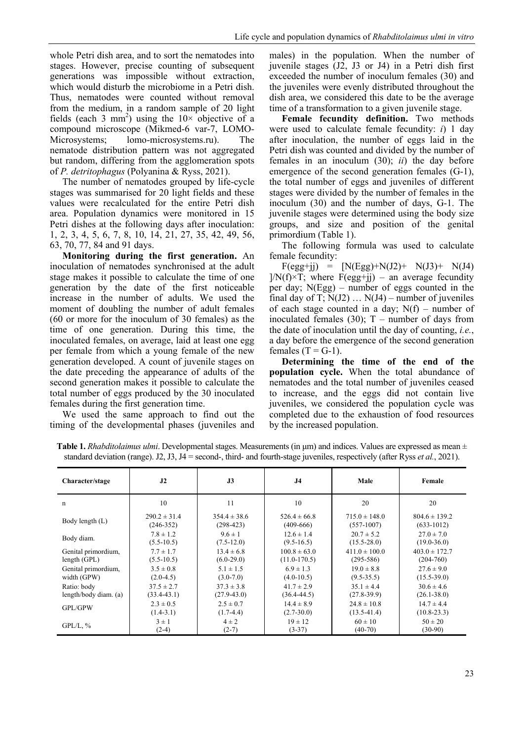whole Petri dish area, and to sort the nematodes into stages. However, precise counting of subsequent generations was impossible without extraction, which would disturb the microbiome in a Petri dish. Thus, nematodes were counted without removal from the medium, in a random sample of 20 light fields (each 3 mm$^2$) using the 10× objective of a compound microscope (Mikmed-6 var-7, LOMO-Microsystems; lomo-microsystems.ru). The nematode distribution pattern was not aggregated but random, differing from the agglomeration spots of *P. detritophagus* (Polyanina & Ryss, 2021).

The number of nematodes grouped by life-cycle stages was summarised for 20 light fields and these values were recalculated for the entire Petri dish area. Population dynamics were monitored in 15 Petri dishes at the following days after inoculation: 1, 2, 3, 4, 5, 6, 7, 8, 10, 14, 21, 27, 35, 42, 49, 56, 63, 70, 77, 84 and 91 days.

**Monitoring during the first generation.** An inoculation of nematodes synchronised at the adult stage makes it possible to calculate the time of one generation by the date of the first noticeable increase in the number of adults. We used the moment of doubling the number of adult females (60 or more for the inoculum of 30 females) as the time of one generation. During this time, the inoculated females, on average, laid at least one egg per female from which a young female of the new generation developed. A count of juvenile stages on the date preceding the appearance of adults of the second generation makes it possible to calculate the total number of eggs produced by the 30 inoculated females during the first generation time.

We used the same approach to find out the timing of the developmental phases (juveniles and males) in the population. When the number of juvenile stages (J2, J3 or J4) in a Petri dish first exceeded the number of inoculum females (30) and the juveniles were evenly distributed throughout the dish area, we considered this date to be the average time of a transformation to a given juvenile stage.

**Female fecundity definition.** Two methods were used to calculate female fecundity: *i*) 1 day after inoculation, the number of eggs laid in the Petri dish was counted and divided by the number of females in an inoculum (30); *ii*) the day before emergence of the second generation females (G-1), the total number of eggs and juveniles of different stages were divided by the number of females in the inoculum (30) and the number of days, G-1. The juvenile stages were determined using the body size groups, and size and position of the genital primordium (Table 1).

The following formula was used to calculate female fecundity:

$F(egg+jj) = [N(Egg)+N(J2)+ N(J3)+ N(J4)]/N(f)\times T$; where $F(egg+jj)$ – an average fecundity per day; $N(Egg)$ – number of eggs counted in the final day of T; $N(J2) \ldots N(J4)$ – number of juveniles of each stage counted in a day; $N(f)$ – number of inoculated females (30); $T$ – number of days from the date of inoculation until the day of counting, *i.e.*, a day before the emergence of the second generation females ($T = G-1$).

**Determining the time of the end of the population cycle.** When the total abundance of nematodes and the total number of juveniles ceased to increase, and the eggs did not contain live juveniles, we considered the population cycle was completed due to the exhaustion of food resources by the increased population.

**Table 1.** *Rhabditolaimus ulmi*. Developmental stages. Measurements (in µm) and indices. Values are expressed as mean ± standard deviation (range). J2, J3, J4 = second-, third- and fourth-stage juveniles, respectively (after Ryss *et al.*, 2021).

| Character/stage | J2 | J3 | J4 | Male | Female |
|---|---|---|---|---|---|
| n | 10 | 11 | 10 | 20 | 20 |
| Body length (L) | 290.2 ± 31.4 (246-352) | 354.4 ± 38.6 (298-423) | 526.4 ± 66.8 (409-666) | 715.0 ± 148.0 (557-1007) | 804.6 ± 139.2 (633-1012) |
| Body diam. | 7.8 ± 1.2 (5.5-10.5) | 9.6 ± 1 (7.5-12.0) | 12.6 ± 1.4 (9.5-16.5) | 20.7 ± 5.2 (15.5-28.0) | 27.0 ± 7.0 (19.0-36.0) |
| Genital primordium, length (GPL) | 7.7 ± 1.7 (5.5-10.5) | 13.4 ± 6.8 (6.0-29.0) | 100.8 ± 63.0 (11.0-170.5) | 411.0 ± 100.0 (295-586) | 403.0 ± 172.7 (204-760) |
| Genital primordium, width (GPW) | 3.5 ± 0.8 (2.0-4.5) | 5.1 ± 1.5 (3.0-7.0) | 6.9 ± 1.3 (4.0-10.5) | 19.0 ± 8.8 (9.5-35.5) | 27.6 ± 9.0 (15.5-39.0) |
| Ratio: body length/body diam. (a) | 37.5 ± 2.7 (33.4-43.1) | 37.3 ± 3.8 (27.9-43.0) | 41.7 ± 2.9 (36.4-44.5) | 35.1 ± 4.4 (27.8-39.9) | 30.6 ± 4.6 (26.1-38.0) |
| GPL/GPW | 2.3 ± 0.5 (1.4-3.1) | 2.5 ± 0.7 (1.7-4.4) | 14.4 ± 8.9 (2.7-30.0) | 24.8 ± 10.8 (13.5-41.4) | 14.7 ± 4.4 (10.8-23.3) |
| GPL/L, % | 3 ± 1 (2-4) | 4 ± 2 (2-7) | 19 ± 12 (3-37) | 60 ± 10 (40-70) | 50 ± 20 (30-90) |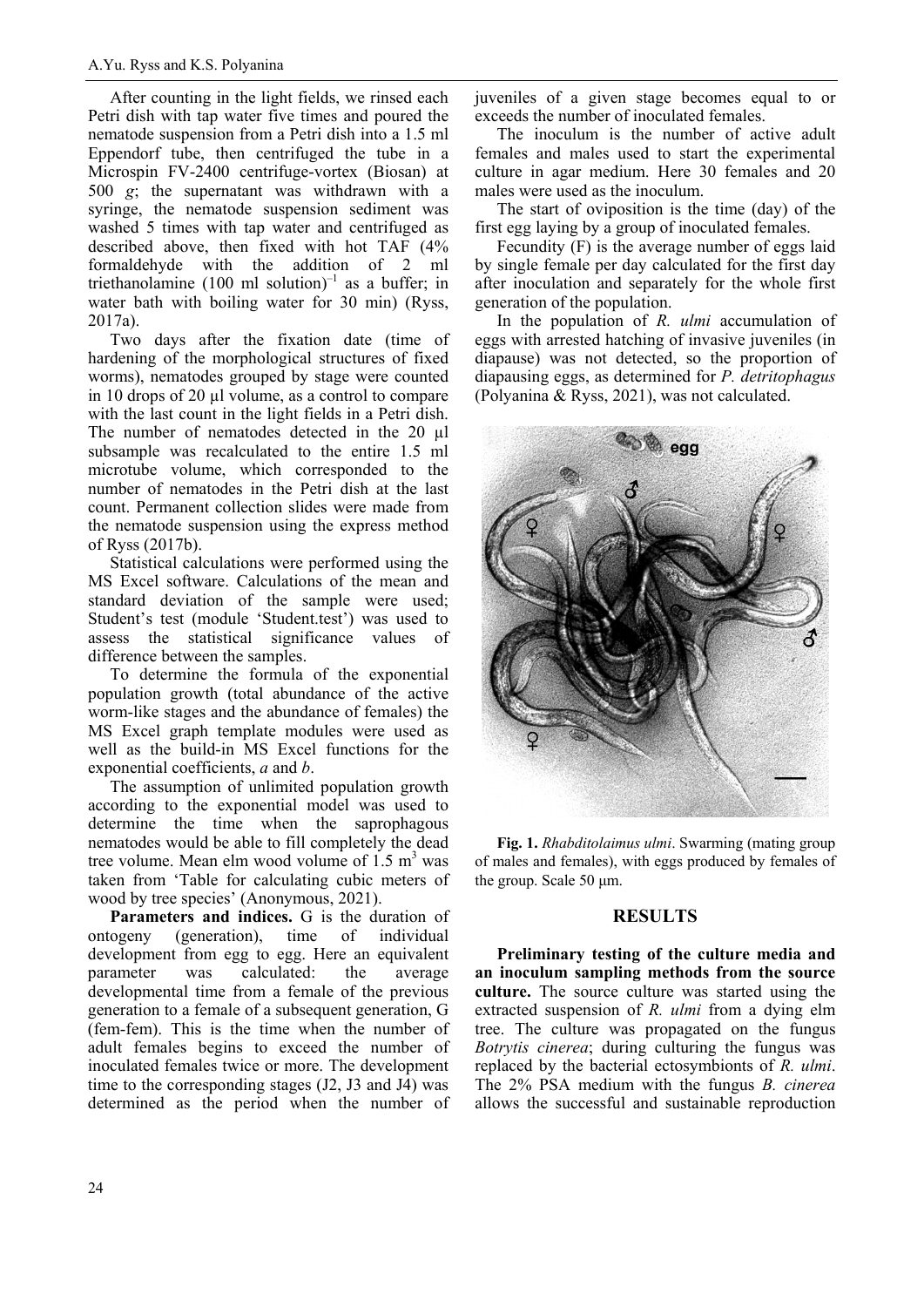After counting in the light fields, we rinsed each Petri dish with tap water five times and poured the nematode suspension from a Petri dish into a 1.5 ml Eppendorf tube, then centrifuged the tube in a Microspin FV-2400 centrifuge-vortex (Biosan) at 500 *g*; the supernatant was withdrawn with a syringe, the nematode suspension sediment was washed 5 times with tap water and centrifuged as described above, then fixed with hot TAF (4% formaldehyde with the addition of 2 ml triethanolamine (100 ml solution)$^{-1}$ as a buffer; in water bath with boiling water for 30 min) (Ryss, 2017a).

Two days after the fixation date (time of hardening of the morphological structures of fixed worms), nematodes grouped by stage were counted in 10 drops of 20 μl volume, as a control to compare with the last count in the light fields in a Petri dish. The number of nematodes detected in the 20 μl subsample was recalculated to the entire 1.5 ml microtube volume, which corresponded to the number of nematodes in the Petri dish at the last count. Permanent collection slides were made from the nematode suspension using the express method of Ryss (2017b).

Statistical calculations were performed using the MS Excel software. Calculations of the mean and standard deviation of the sample were used; Student's test (module 'Student.test') was used to assess the statistical significance values of difference between the samples.

To determine the formula of the exponential population growth (total abundance of the active worm-like stages and the abundance of females) the MS Excel graph template modules were used as well as the build-in MS Excel functions for the exponential coefficients, *a* and *b*.

The assumption of unlimited population growth according to the exponential model was used to determine the time when the saprophagous nematodes would be able to fill completely the dead tree volume. Mean elm wood volume of 1.5 m$^3$ was taken from 'Table for calculating cubic meters of wood by tree species' (Anonymous, 2021).

**Parameters and indices.** G is the duration of ontogeny (generation), time of individual development from egg to egg. Here an equivalent parameter was calculated: the average developmental time from a female of the previous generation to a female of a subsequent generation, G (fem-fem). This is the time when the number of adult females begins to exceed the number of inoculated females twice or more. The development time to the corresponding stages (J2, J3 and J4) was determined as the period when the number of juveniles of a given stage becomes equal to or exceeds the number of inoculated females.

The inoculum is the number of active adult females and males used to start the experimental culture in agar medium. Here 30 females and 20 males were used as the inoculum.

The start of oviposition is the time (day) of the first egg laying by a group of inoculated females.

Fecundity (F) is the average number of eggs laid by single female per day calculated for the first day after inoculation and separately for the whole first generation of the population.

In the population of *R. ulmi* accumulation of eggs with arrested hatching of invasive juveniles (in diapause) was not detected, so the proportion of diapausing eggs, as determined for *P. detritophagus* (Polyanina & Ryss, 2021), was not calculated.

**Fig. 1.** *Rhabditolaimus ulmi*. Swarming (mating group of males and females), with eggs produced by females of the group. Scale 50 μm.

## RESULTS

**Preliminary testing of the culture media and an inoculum sampling methods from the source culture.** The source culture was started using the extracted suspension of *R. ulmi* from a dying elm tree. The culture was propagated on the fungus *Botrytis cinerea*; during culturing the fungus was replaced by the bacterial ectosymbionts of *R. ulmi*. The 2% PSA medium with the fungus *B. cinerea* allows the successful and sustainable reproduction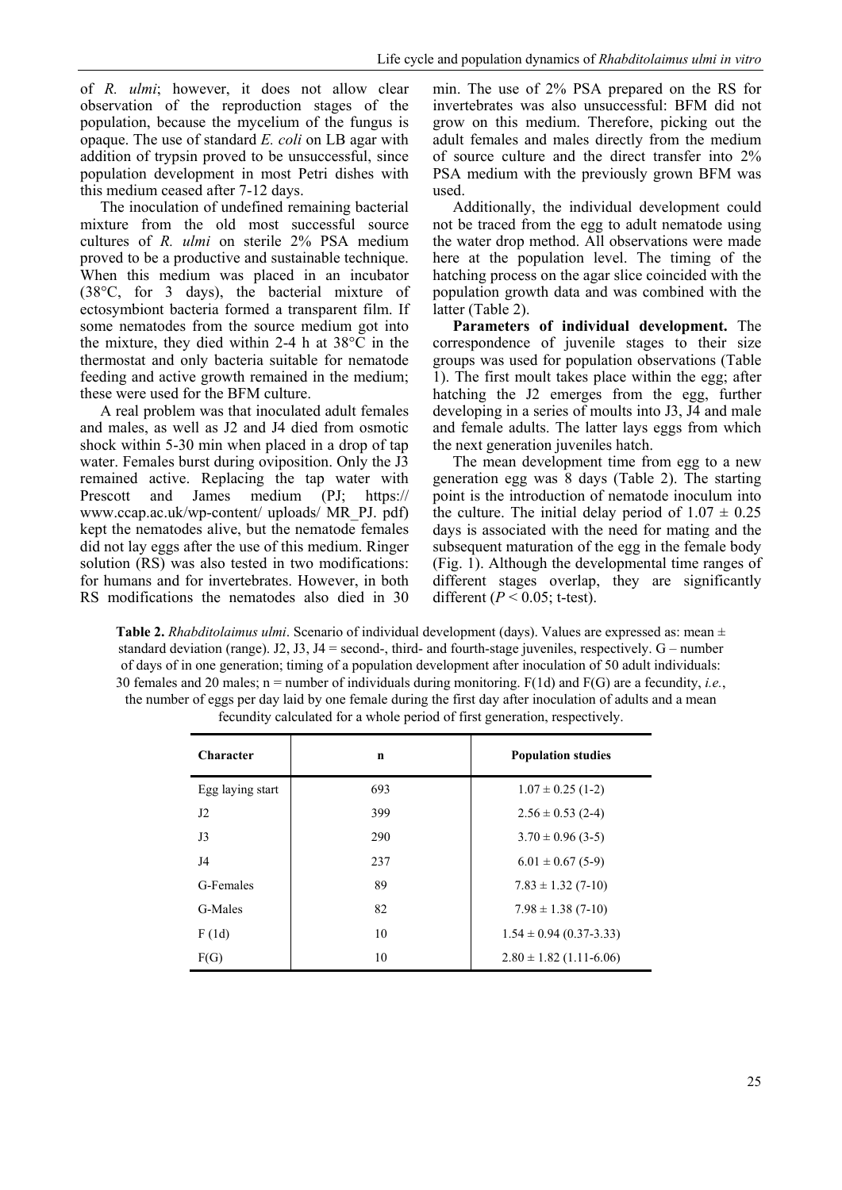of *R. ulmi*; however, it does not allow clear observation of the reproduction stages of the population, because the mycelium of the fungus is opaque. The use of standard *E. coli* on LB agar with addition of trypsin proved to be unsuccessful, since population development in most Petri dishes with this medium ceased after 7-12 days.

The inoculation of undefined remaining bacterial mixture from the old most successful source cultures of *R. ulmi* on sterile 2% PSA medium proved to be a productive and sustainable technique. When this medium was placed in an incubator (38°C, for 3 days), the bacterial mixture of ectosymbiont bacteria formed a transparent film. If some nematodes from the source medium got into the mixture, they died within 2-4 h at 38°C in the thermostat and only bacteria suitable for nematode feeding and active growth remained in the medium; these were used for the BFM culture.

A real problem was that inoculated adult females and males, as well as J2 and J4 died from osmotic shock within 5-30 min when placed in a drop of tap water. Females burst during oviposition. Only the J3 remained active. Replacing the tap water with Prescott and James medium (PJ; https:// www.ccap.ac.uk/wp-content/ uploads/ MR_PJ. pdf) kept the nematodes alive, but the nematode females did not lay eggs after the use of this medium. Ringer solution (RS) was also tested in two modifications: for humans and for invertebrates. However, in both RS modifications the nematodes also died in 30 min. The use of 2% PSA prepared on the RS for invertebrates was also unsuccessful: BFM did not grow on this medium. Therefore, picking out the adult females and males directly from the medium of source culture and the direct transfer into 2% PSA medium with the previously grown BFM was used.

Additionally, the individual development could not be traced from the egg to adult nematode using the water drop method. All observations were made here at the population level. The timing of the hatching process on the agar slice coincided with the population growth data and was combined with the latter (Table 2).

**Parameters of individual development.** The correspondence of juvenile stages to their size groups was used for population observations (Table 1). The first moult takes place within the egg; after hatching the J2 emerges from the egg, further developing in a series of moults into J3, J4 and male and female adults. The latter lays eggs from which the next generation juveniles hatch.

The mean development time from egg to a new generation egg was 8 days (Table 2). The starting point is the introduction of nematode inoculum into the culture. The initial delay period of $1.07 \pm 0.25$ days is associated with the need for mating and the subsequent maturation of the egg in the female body (Fig. 1). Although the developmental time ranges of different stages overlap, they are significantly different ($P < 0.05$; t-test).

**Table 2.** *Rhabditolaimus ulmi*. Scenario of individual development (days). Values are expressed as: mean ± standard deviation (range). J2, J3, J4 = second-, third- and fourth-stage juveniles, respectively. G – number of days of in one generation; timing of a population development after inoculation of 50 adult individuals: 30 females and 20 males; n = number of individuals during monitoring. F(1d) and F(G) are a fecundity, *i.e.*, the number of eggs per day laid by one female during the first day after inoculation of adults and a mean fecundity calculated for a whole period of first generation, respectively.

| Character | n | Population studies |
|---|---|---|
| Egg laying start | 693 | $1.07 \pm 0.25$ (1-2) |
| J2 | 399 | $2.56 \pm 0.53$ (2-4) |
| J3 | 290 | $3.70 \pm 0.96$ (3-5) |
| J4 | 237 | $6.01 \pm 0.67$ (5-9) |
| G-Females | 89 | $7.83 \pm 1.32$ (7-10) |
| G-Males | 82 | $7.98 \pm 1.38$ (7-10) |
| F (1d) | 10 | $1.54 \pm 0.94$ (0.37-3.33) |
| F(G) | 10 | $2.80 \pm 1.82$ (1.11-6.06) |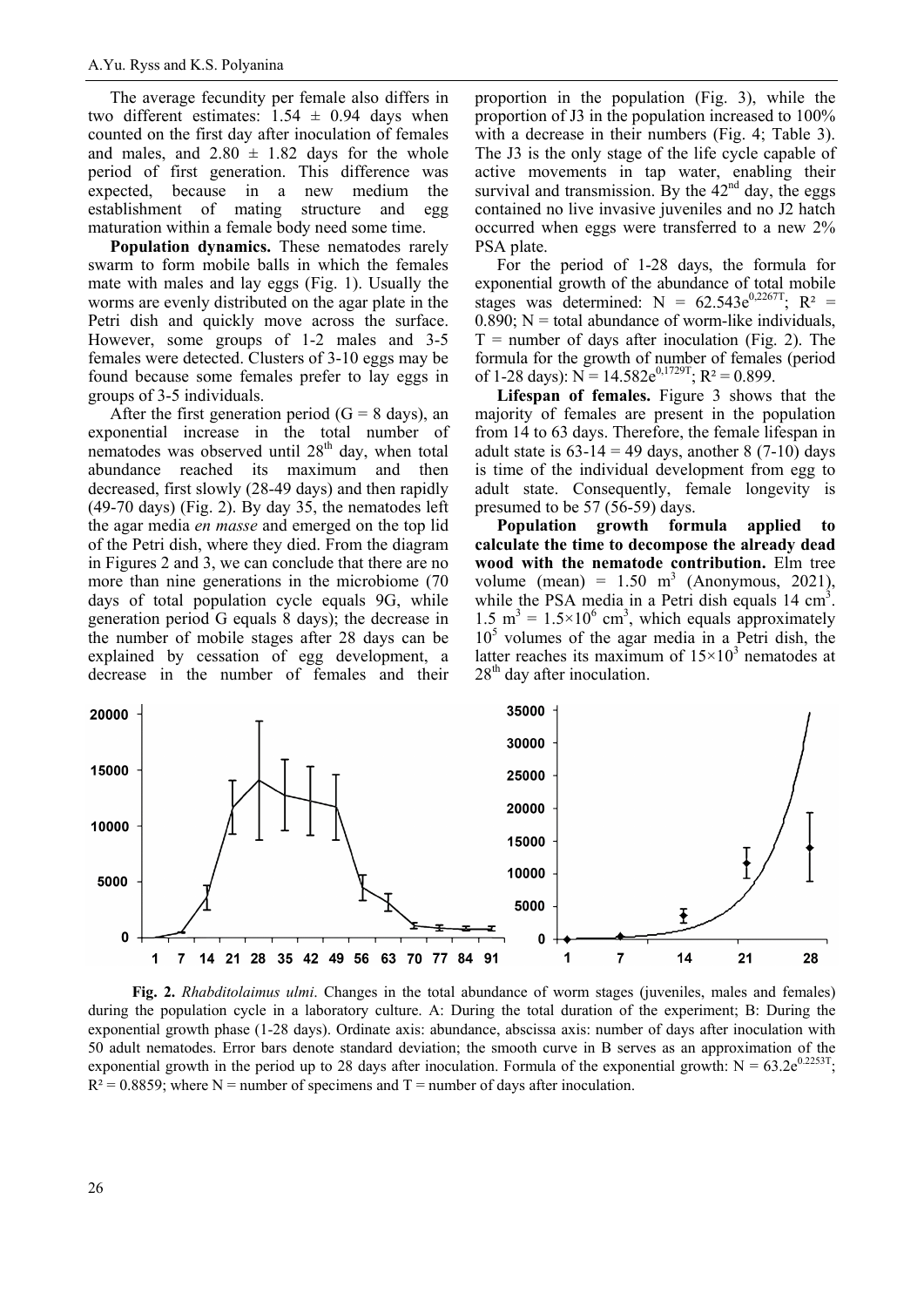The average fecundity per female also differs in two different estimates: 1.54 ± 0.94 days when counted on the first day after inoculation of females and males, and 2.80 ± 1.82 days for the whole period of first generation. This difference was expected, because in a new medium the establishment of mating structure and egg maturation within a female body need some time.

**Population dynamics.** These nematodes rarely swarm to form mobile balls in which the females mate with males and lay eggs (Fig. 1). Usually the worms are evenly distributed on the agar plate in the Petri dish and quickly move across the surface. However, some groups of 1-2 males and 3-5 females were detected. Clusters of 3-10 eggs may be found because some females prefer to lay eggs in groups of 3-5 individuals.

After the first generation period (G = 8 days), an exponential increase in the total number of nematodes was observed until 28[th] day, when total abundance reached its maximum and then decreased, first slowly (28-49 days) and then rapidly (49-70 days) (Fig. 2). By day 35, the nematodes left the agar media *en masse* and emerged on the top lid of the Petri dish, where they died. From the diagram in Figures 2 and 3, we can conclude that there are no more than nine generations in the microbiome (70 days of total population cycle equals 9G, while generation period G equals 8 days); the decrease in the number of mobile stages after 28 days can be explained by cessation of egg development, a decrease in the number of females and their proportion in the population (Fig. 3), while the proportion of J3 in the population increased to 100% with a decrease in their numbers (Fig. 4; Table 3). The J3 is the only stage of the life cycle capable of active movements in tap water, enabling their survival and transmission. By the 42[nd] day, the eggs contained no live invasive juveniles and no J2 hatch occurred when eggs were transferred to a new 2% PSA plate.

For the period of 1-28 days, the formula for exponential growth of the abundance of total mobile stages was determined: $N = 62.543e^{0.2267T}$; $R^2 = 0.890$; N = total abundance of worm-like individuals, T = number of days after inoculation (Fig. 2). The formula for the growth of number of females (period of 1-28 days): $N = 14.582e^{0.1729T}$; $R^2 = 0.899$.

**Lifespan of females.** Figure 3 shows that the majority of females are present in the population from 14 to 63 days. Therefore, the female lifespan in adult state is 63-14 = 49 days, another 8 (7-10) days is time of the individual development from egg to adult state. Consequently, female longevity is presumed to be 57 (56-59) days.

**Population growth formula applied to calculate the time to decompose the already dead wood with the nematode contribution.** Elm tree volume (mean) = 1.50 $m^3$ (Anonymous, 2021), while the PSA media in a Petri dish equals 14 $cm^3$. 1.5 $m^3$ = $1.5\times10^6$ $cm^3$, which equals approximately $10^5$ volumes of the agar media in a Petri dish, the latter reaches its maximum of $15\times10^3$ nematodes at 28[th] day after inoculation.

**Fig. 2.** *Rhabditolaimus ulmi*. Changes in the total abundance of worm stages (juveniles, males and females) during the population cycle in a laboratory culture. A: During the total duration of the experiment; B: During the exponential growth phase (1-28 days). Ordinate axis: abundance, abscissa axis: number of days after inoculation with 50 adult nematodes. Error bars denote standard deviation; the smooth curve in B serves as an approximation of the exponential growth in the period up to 28 days after inoculation. Formula of the exponential growth: $N = 63.2e^{0.2253T}$; $R^2 = 0.8859$; where N = number of specimens and T = number of days after inoculation.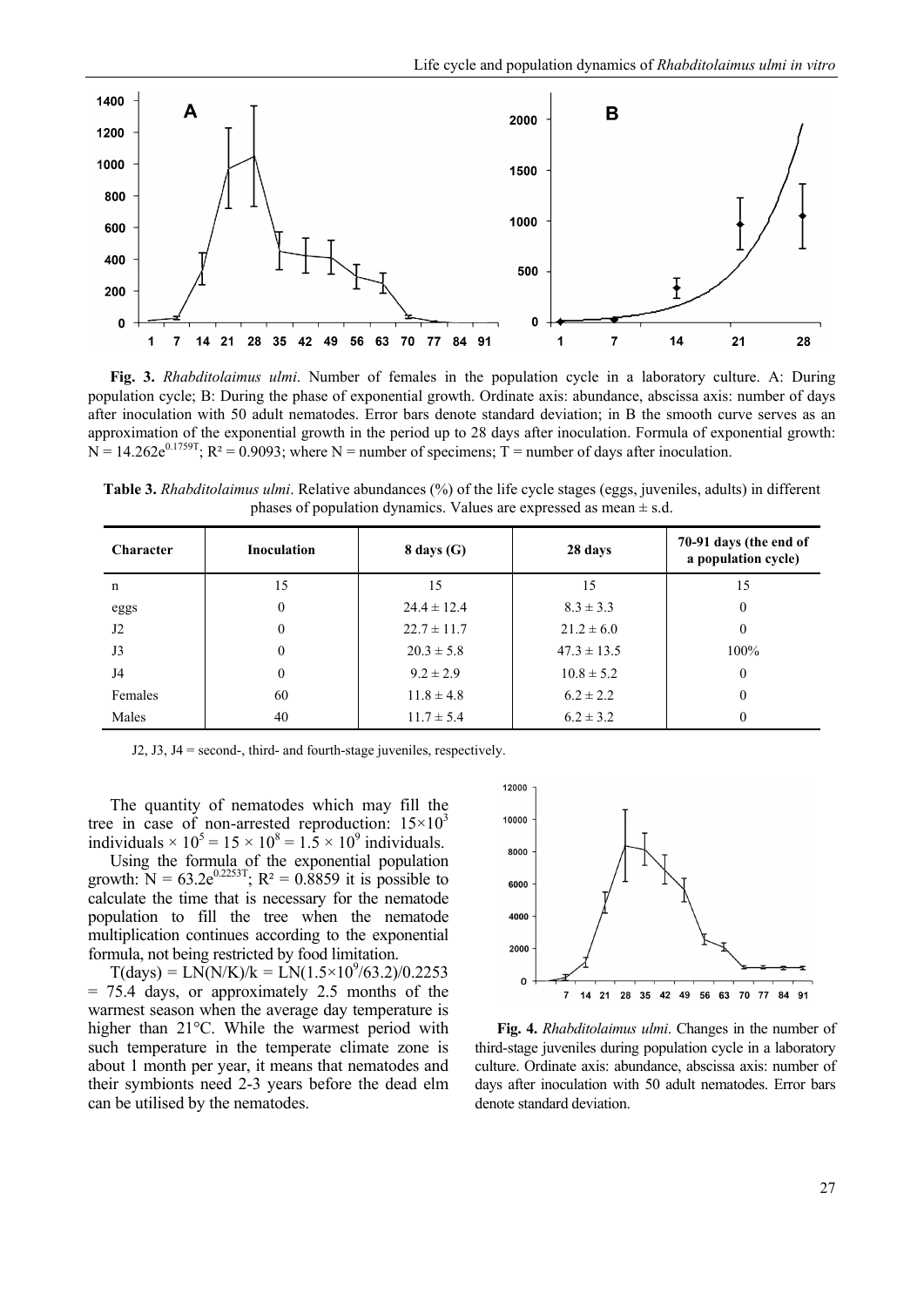**Fig. 3.** *Rhabditolaimus ulmi*. Number of females in the population cycle in a laboratory culture. A: During population cycle; B: During the phase of exponential growth. Ordinate axis: abundance, abscissa axis: number of days after inoculation with 50 adult nematodes. Error bars denote standard deviation; in B the smooth curve serves as an approximation of the exponential growth in the period up to 28 days after inoculation. Formula of exponential growth: $N = 14.262e^{0.1759T}$; $R^2 = 0.9093$; where N = number of specimens; T = number of days after inoculation.

**Table 3.** *Rhabditolaimus ulmi*. Relative abundances (%) of the life cycle stages (eggs, juveniles, adults) in different phases of population dynamics. Values are expressed as mean ± s.d.

| Character | Inoculation | 8 days (G) | 28 days | 70-91 days (the end of a population cycle) |
|---|---|---|---|---|
| n | 15 | 15 | 15 | 15 |
| eggs | 0 | 24.4 ± 12.4 | 8.3 ± 3.3 | 0 |
| J2 | 0 | 22.7 ± 11.7 | 21.2 ± 6.0 | 0 |
| J3 | 0 | 20.3 ± 5.8 | 47.3 ± 13.5 | 100% |
| J4 | 0 | 9.2 ± 2.9 | 10.8 ± 5.2 | 0 |
| Females | 60 | 11.8 ± 4.8 | 6.2 ± 2.2 | 0 |
| Males | 40 | 11.7 ± 5.4 | 6.2 ± 3.2 | 0 |

J2, J3, J4 = second-, third- and fourth-stage juveniles, respectively.

The quantity of nematodes which may fill the tree in case of non-arrested reproduction: $15 \times 10^3$ individuals $\times 10^5 = 15 \times 10^8 = 1.5 \times 10^9$ individuals.

Using the formula of the exponential population growth: $N = 63.2e^{0.2253T}$; $R^2 = 0.8859$ it is possible to calculate the time that is necessary for the nematode population to fill the tree when the nematode multiplication continues according to the exponential formula, not being restricted by food limitation.

$T(\text{days}) = LN(N/K)/k = LN(1.5 \times 10^9/63.2)/0.2253 = 75.4$ days, or approximately 2.5 months of the warmest season when the average day temperature is higher than 21°C. While the warmest period with such temperature in the temperate climate zone is about 1 month per year, it means that nematodes and their symbionts need 2-3 years before the dead elm can be utilised by the nematodes.

**Fig. 4.** *Rhabditolaimus ulmi*. Changes in the number of third-stage juveniles during population cycle in a laboratory culture. Ordinate axis: abundance, abscissa axis: number of days after inoculation with 50 adult nematodes. Error bars denote standard deviation.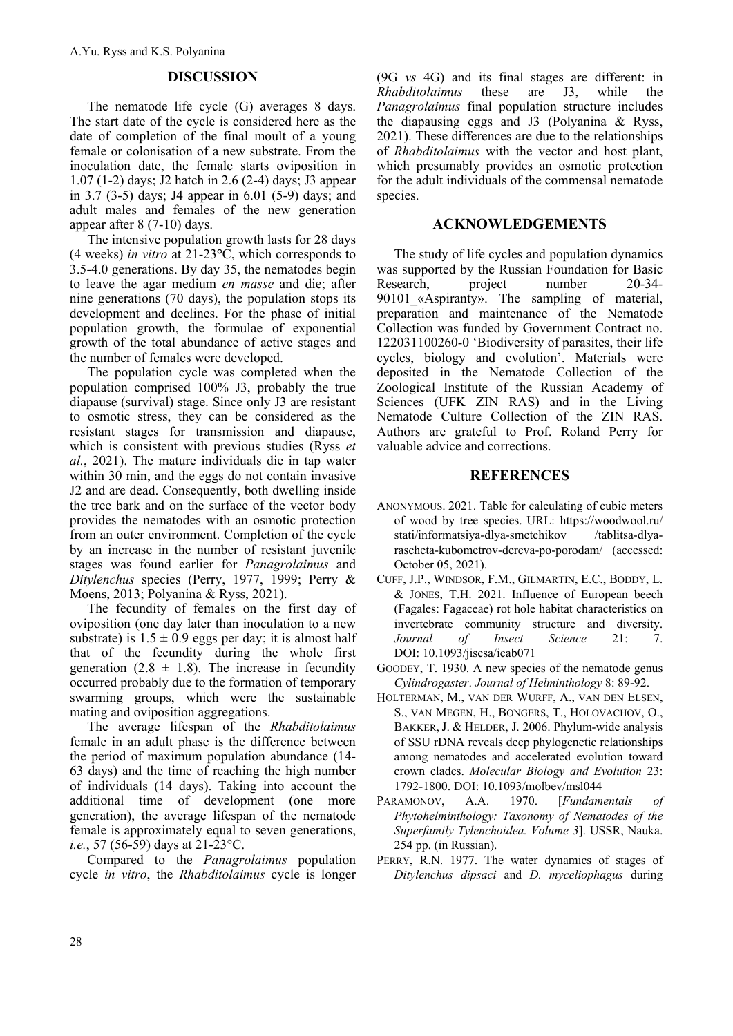## DISCUSSION

The nematode life cycle (G) averages 8 days. The start date of the cycle is considered here as the date of completion of the final moult of a young female or colonisation of a new substrate. From the inoculation date, the female starts oviposition in 1.07 (1-2) days; J2 hatch in 2.6 (2-4) days; J3 appear in 3.7 (3-5) days; J4 appear in 6.01 (5-9) days; and adult males and females of the new generation appear after 8 (7-10) days.

The intensive population growth lasts for 28 days (4 weeks) *in vitro* at 21-23°C, which corresponds to 3.5-4.0 generations. By day 35, the nematodes begin to leave the agar medium *en masse* and die; after nine generations (70 days), the population stops its development and declines. For the phase of initial population growth, the formulae of exponential growth of the total abundance of active stages and the number of females were developed.

The population cycle was completed when the population comprised 100% J3, probably the true diapause (survival) stage. Since only J3 are resistant to osmotic stress, they can be considered as the resistant stages for transmission and diapause, which is consistent with previous studies (Ryss *et al.*, 2021). The mature individuals die in tap water within 30 min, and the eggs do not contain invasive J2 and are dead. Consequently, both dwelling inside the tree bark and on the surface of the vector body provides the nematodes with an osmotic protection from an outer environment. Completion of the cycle by an increase in the number of resistant juvenile stages was found earlier for *Panagrolaimus* and *Ditylenchus* species (Perry, 1977, 1999; Perry & Moens, 2013; Polyanina & Ryss, 2021).

The fecundity of females on the first day of oviposition (one day later than inoculation to a new substrate) is $1.5 \pm 0.9$ eggs per day; it is almost half that of the fecundity during the whole first generation ($2.8 \pm 1.8$). The increase in fecundity occurred probably due to the formation of temporary swarming groups, which were the sustainable mating and oviposition aggregations.

The average lifespan of the *Rhabditolaimus* female in an adult phase is the difference between the period of maximum population abundance (14-63 days) and the time of reaching the high number of individuals (14 days). Taking into account the additional time of development (one more generation), the average lifespan of the nematode female is approximately equal to seven generations, *i.e.*, 57 (56-59) days at 21-23°C.

Compared to the *Panagrolaimus* population cycle *in vitro*, the *Rhabditolaimus* cycle is longer (9G *vs* 4G) and its final stages are different: in *Rhabditolaimus* these are J3, while the *Panagrolaimus* final population structure includes the diapausing eggs and J3 (Polyanina & Ryss, 2021). These differences are due to the relationships of *Rhabditolaimus* with the vector and host plant, which presumably provides an osmotic protection for the adult individuals of the commensal nematode species.

## ACKNOWLEDGEMENTS

The study of life cycles and population dynamics was supported by the Russian Foundation for Basic Research, project number 20-34-90101_«Aspiranty». The sampling of material, preparation and maintenance of the Nematode Collection was funded by Government Contract no. 122031100260-0 'Biodiversity of parasites, their life cycles, biology and evolution'. Materials were deposited in the Nematode Collection of the Zoological Institute of the Russian Academy of Sciences (UFK ZIN RAS) and in the Living Nematode Culture Collection of the ZIN RAS. Authors are grateful to Prof. Roland Perry for valuable advice and corrections.

## REFERENCES

ANONYMOUS. 2021. Table for calculating of cubic meters of wood by tree species. URL: https://woodwool.ru/stati/informatsiya-dlya-smetchikov /tablitsa-dlya-rascheta-kubometrov-dereva-po-porodam/ (accessed: October 05, 2021).

CUFF, J.P., WINDSOR, F.M., GILMARTIN, E.C., BODDY, L. & JONES, T.H. 2021. Influence of European beech (Fagales: Fagaceae) rot hole habitat characteristics on invertebrate community structure and diversity. *Journal of Insect Science* 21: 7. DOI: 10.1093/jisesa/ieab071

GOODEY, T. 1930. A new species of the nematode genus *Cylindrogaster*. *Journal of Helminthology* 8: 89-92.

HOLTERMAN, M., VAN DER WURFF, A., VAN DEN ELSEN, S., VAN MEGEN, H., BONGERS, T., HOLOVACHOV, O., BAKKER, J. & HELDER, J. 2006. Phylum-wide analysis of SSU rDNA reveals deep phylogenetic relationships among nematodes and accelerated evolution toward crown clades. *Molecular Biology and Evolution* 23: 1792-1800. DOI: 10.1093/molbev/msl044

PARAMONOV, A.A. 1970. [*Fundamentals of Phytohelminthology: Taxonomy of Nematodes of the Superfamily Tylenchoidea. Volume 3*]. USSR, Nauka. 254 pp. (in Russian).

PERRY, R.N. 1977. The water dynamics of stages of *Ditylenchus dipsaci* and *D. myceliophagus* during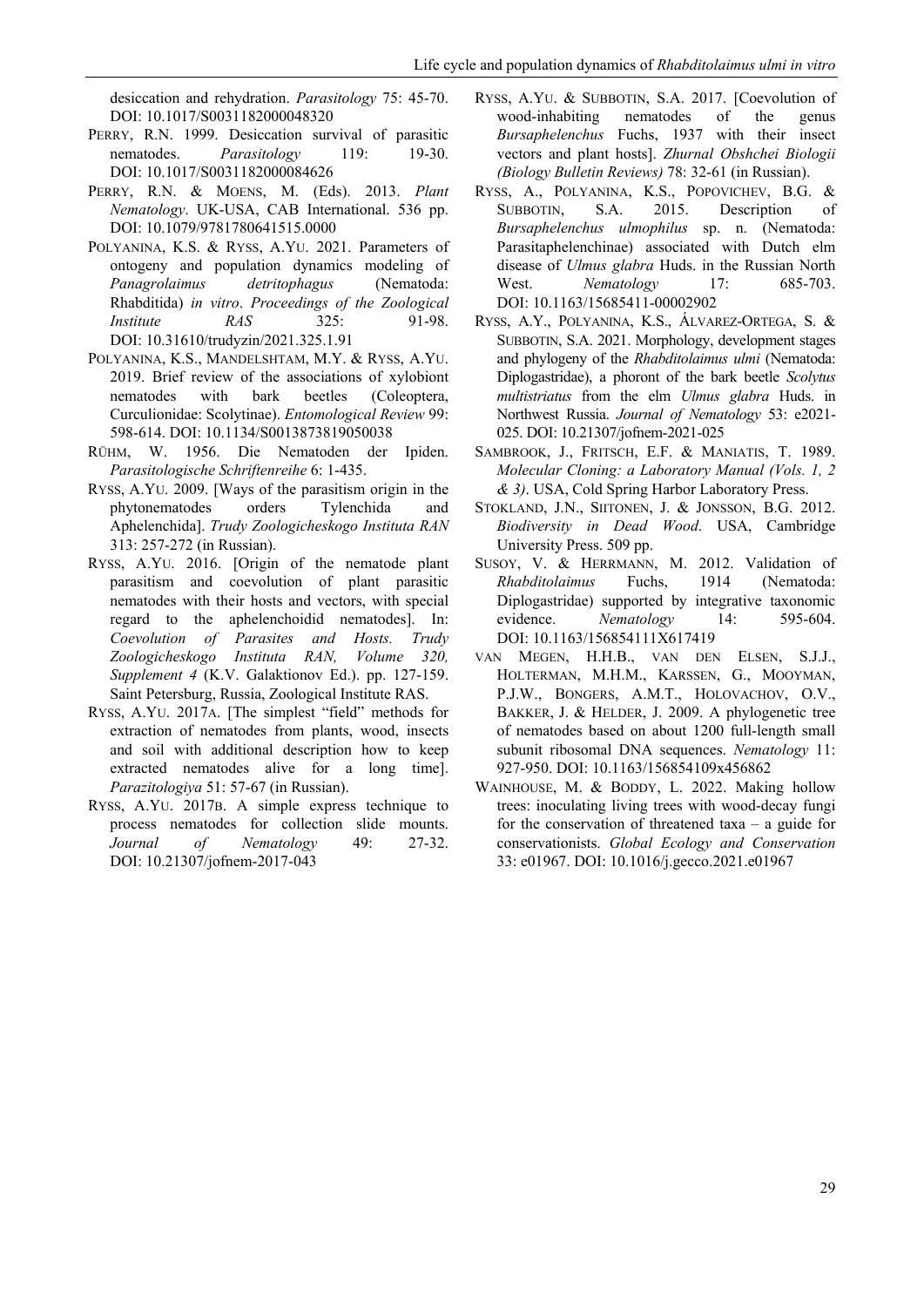desiccation and rehydration. *Parasitology* 75: 45-70. DOI: 10.1017/S0031182000048320

PERRY, R.N. 1999. Desiccation survival of parasitic nematodes. *Parasitology* 119: 19-30. DOI: 10.1017/S0031182000084626

PERRY, R.N. & MOENS, M. (Eds). 2013. *Plant Nematology*. UK-USA, CAB International. 536 pp. DOI: 10.1079/9781780641515.0000

POLYANINA, K.S. & RYSS, A.YU. 2021. Parameters of ontogeny and population dynamics modeling of *Panagrolaimus detritophagus* (Nematoda: Rhabditida) *in vitro*. *Proceedings of the Zoological Institute RAS* 325: 91-98. DOI: 10.31610/trudyzin/2021.325.1.91

POLYANINA, K.S., MANDELSHTAM, M.Y. & RYSS, A.YU. 2019. Brief review of the associations of xylobiont nematodes with bark beetles (Coleoptera, Curculionidae: Scolytinae). *Entomological Review* 99: 598-614. DOI: 10.1134/S0013873819050038

RÜHM, W. 1956. Die Nematoden der Ipiden. *Parasitologische Schriftenreihe* 6: 1-435.

RYSS, A.YU. 2009. [Ways of the parasitism origin in the phytonematodes orders Tylenchida and Aphelenchida]. *Trudy Zoologicheskogo Instituta RAN* 313: 257-272 (in Russian).

RYSS, A.YU. 2016. [Origin of the nematode plant parasitism and coevolution of plant parasitic nematodes with their hosts and vectors, with special regard to the aphelenchoidid nematodes]. In: *Coevolution of Parasites and Hosts. Trudy Zoologicheskogo Instituta RAN, Volume 320, Supplement 4* (K.V. Galaktionov Ed.). pp. 127-159. Saint Petersburg, Russia, Zoological Institute RAS.

RYSS, A.YU. 2017A. [The simplest "field" methods for extraction of nematodes from plants, wood, insects and soil with additional description how to keep extracted nematodes alive for a long time]. *Parazitologiya* 51: 57-67 (in Russian).

RYSS, A.YU. 2017B. A simple express technique to process nematodes for collection slide mounts. *Journal of Nematology* 49: 27-32. DOI: 10.21307/jofnem-2017-043

RYSS, A.YU. & SUBBOTIN, S.A. 2017. [Coevolution of wood-inhabiting nematodes of the genus *Bursaphelenchus* Fuchs, 1937 with their insect vectors and plant hosts]. *Zhurnal Obshchei Biologii (Biology Bulletin Reviews)* 78: 32-61 (in Russian).

RYSS, A., POLYANINA, K.S., POPOVICHEV, B.G. & SUBBOTIN, S.A. 2015. Description of *Bursaphelenchus ulmophilus* sp. n. (Nematoda: Parasitaphelenchinae) associated with Dutch elm disease of *Ulmus glabra* Huds. in the Russian North West. *Nematology* 17: 685-703. DOI: 10.1163/15685411-00002902

RYSS, A.Y., POLYANINA, K.S., ÁLVAREZ-ORTEGA, S. & SUBBOTIN, S.A. 2021. Morphology, development stages and phylogeny of the *Rhabditolaimus ulmi* (Nematoda: Diplogastridae), a phoront of the bark beetle *Scolytus multistriatus* from the elm *Ulmus glabra* Huds. in Northwest Russia. *Journal of Nematology* 53: e2021-025. DOI: 10.21307/jofnem-2021-025

SAMBROOK, J., FRITSCH, E.F. & MANIATIS, T. 1989. *Molecular Cloning: a Laboratory Manual (Vols. 1, 2 & 3)*. USA, Cold Spring Harbor Laboratory Press.

STOKLAND, J.N., SIITONEN, J. & JONSSON, B.G. 2012. *Biodiversity in Dead Wood*. USA, Cambridge University Press. 509 pp.

SUSOY, V. & HERRMANN, M. 2012. Validation of *Rhabditolaimus* Fuchs, 1914 (Nematoda: Diplogastridae) supported by integrative taxonomic evidence. *Nematology* 14: 595-604. DOI: 10.1163/156854111X617419

VAN MEGEN, H.H.B., VAN DEN ELSEN, S.J.J., HOLTERMAN, M.H.M., KARSSEN, G., MOOYMAN, P.J.W., BONGERS, A.M.T., HOLOVACHOV, O.V., BAKKER, J. & HELDER, J. 2009. A phylogenetic tree of nematodes based on about 1200 full-length small subunit ribosomal DNA sequences. *Nematology* 11: 927-950. DOI: 10.1163/156854109x456862

WAINHOUSE, M. & BODDY, L. 2022. Making hollow trees: inoculating living trees with wood-decay fungi for the conservation of threatened taxa – a guide for conservationists. *Global Ecology and Conservation* 33: e01967. DOI: 10.1016/j.gecco.2021.e01967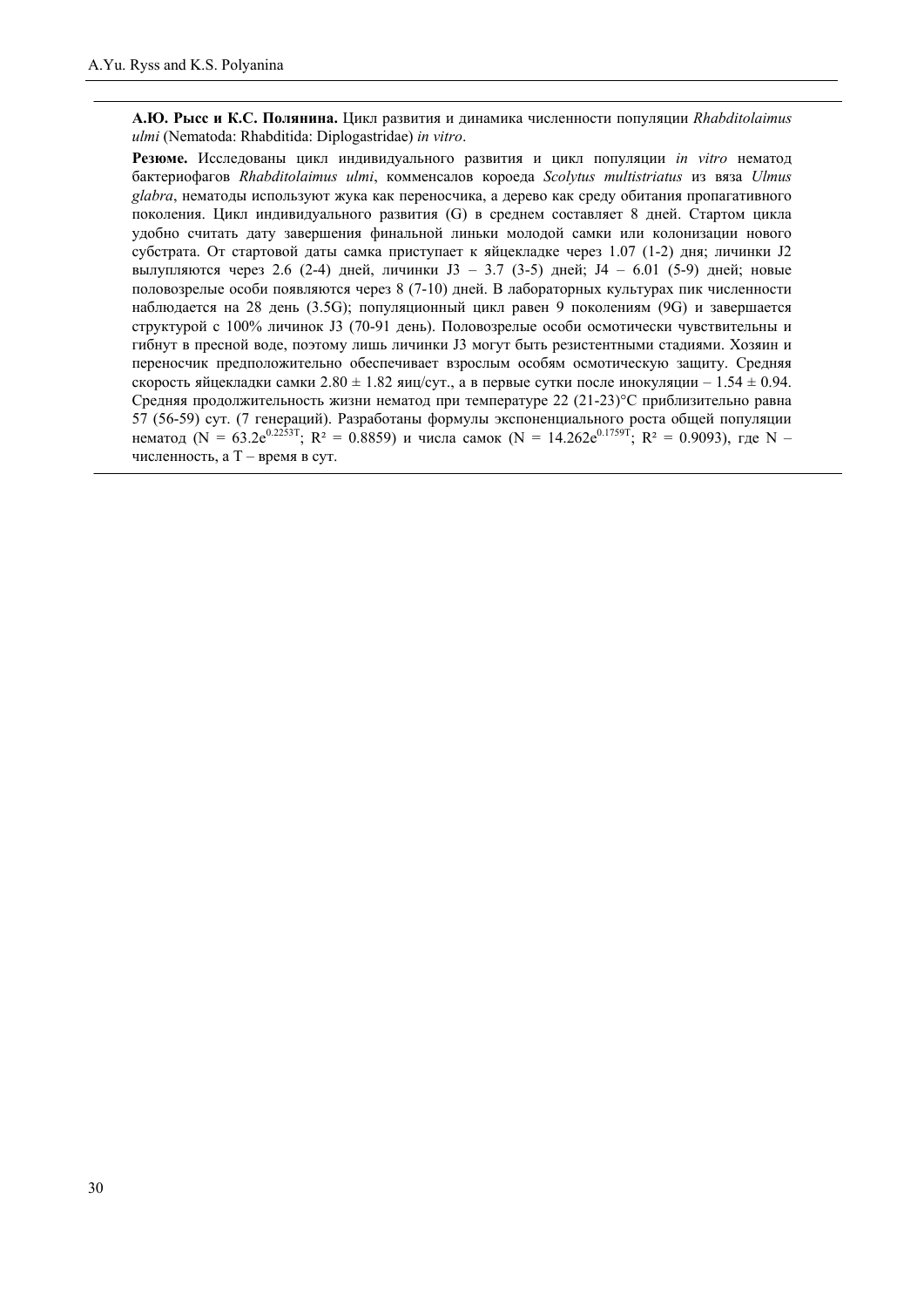**А.Ю. Рысс и К.С. Полянина.** Цикл развития и динамика численности популяции *Rhabditolaimus ulmi* (Nematoda: Rhabditida: Diplogastridae) *in vitro*.

**Резюме.** Исследованы цикл индивидуального развития и цикл популяции *in vitro* нематод бактериофагов *Rhabditolaimus ulmi*, комменсалов короеда *Scolytus multistriatus* из вяза *Ulmus glabra*, нематоды используют жука как переносчика, а дерево как среду обитания пропагативного поколения. Цикл индивидуального развития (G) в среднем составляет 8 дней. Стартом цикла удобно считать дату завершения финальной линьки молодой самки или колонизации нового субстрата. От стартовой даты самка приступает к яйцекладке через 1.07 (1-2) дня; личинки J2 вылупляются через 2.6 (2-4) дней, личинки J3 – 3.7 (3-5) дней; J4 – 6.01 (5-9) дней; новые половозрелые особи появляются через 8 (7-10) дней. В лабораторных культурах пик численности наблюдается на 28 день (3.5G); популяционный цикл равен 9 поколениям (9G) и завершается структурой с 100% личинок J3 (70-91 день). Половозрелые особи осмотически чувствительны и гибнут в пресной воде, поэтому лишь личинки J3 могут быть резистентными стадиями. Хозяин и переносчик предположительно обеспечивает взрослым особям осмотическую защиту. Средняя скорость яйцекладки самки 2.80 ± 1.82 яиц/сут., а в первые сутки после инокуляции – 1.54 ± 0.94. Средняя продолжительность жизни нематод при температуре 22 (21-23)°C приблизительно равна 57 (56-59) сут. (7 генераций). Разработаны формулы экспоненциального роста общей популяции нематод ($N = 63.2e^{0.2253T}$; $R^2 = 0.8859$) и числа самок ($N = 14.262e^{0.1759T}$; $R^2 = 0.9093$), где N – численность, а T – время в сут.